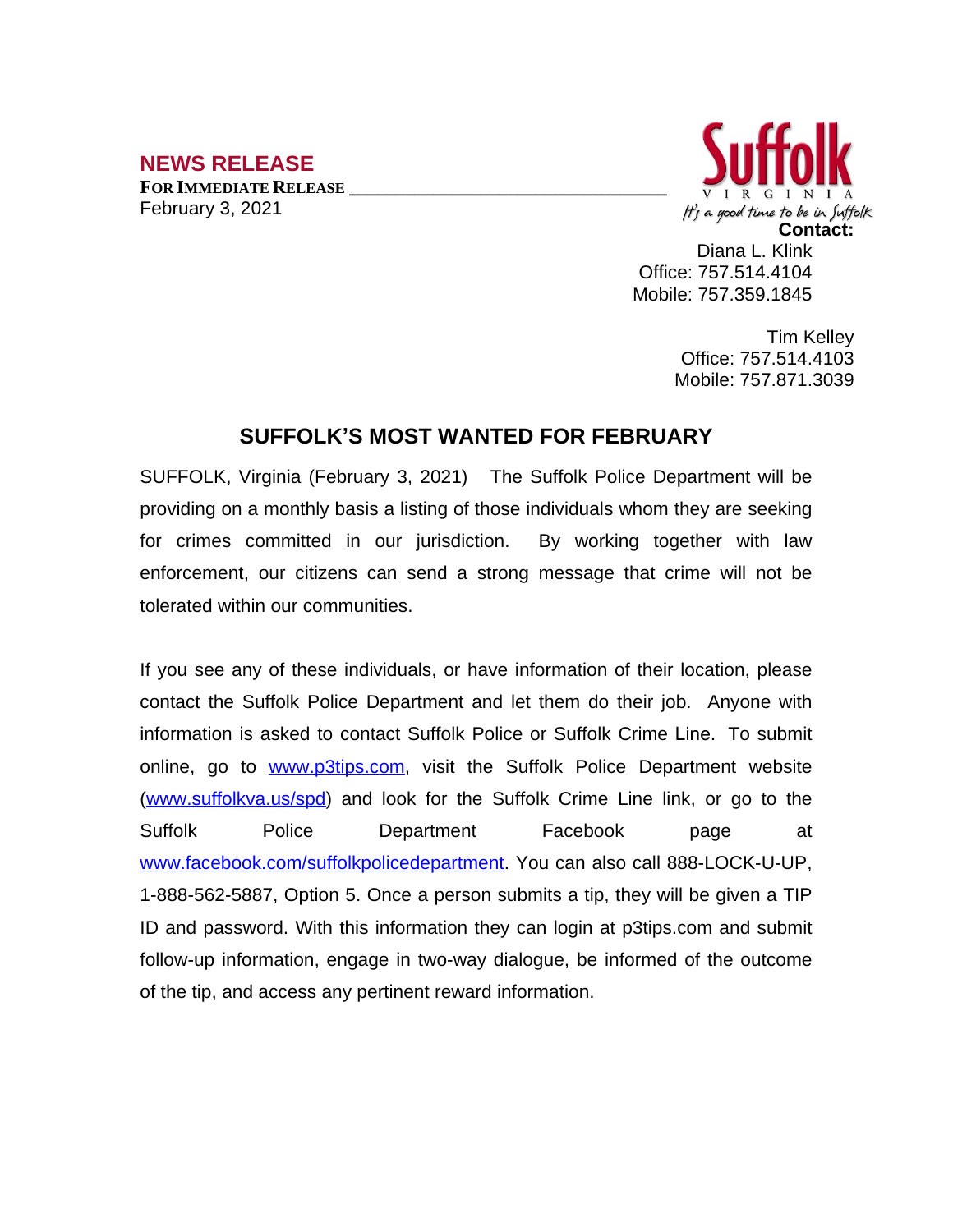## NEWS RELEASE

**FOR IMMEDIATE RELEASE**

February 3, 2021

Suffolk
VIRGINIA
*It's a good time to be in Suffolk*

**Contact:**

Diana L. Klink
Office: 757.514.4104
Mobile: 757.359.1845

Tim Kelley
Office: 757.514.4103
Mobile: 757.871.3039

# SUFFOLK'S MOST WANTED FOR FEBRUARY

SUFFOLK, Virginia (February 3, 2021) The Suffolk Police Department will be providing on a monthly basis a listing of those individuals whom they are seeking for crimes committed in our jurisdiction. By working together with law enforcement, our citizens can send a strong message that crime will not be tolerated within our communities.

If you see any of these individuals, or have information of their location, please contact the Suffolk Police Department and let them do their job. Anyone with information is asked to contact Suffolk Police or Suffolk Crime Line. To submit online, go to [www.p3tips.com](http://www.p3tips.com), visit the Suffolk Police Department website ([www.suffolkva.us/spd](http://www.suffolkva.us/spd)) and look for the Suffolk Crime Line link, or go to the Suffolk Police Department Facebook page at [www.facebook.com/suffolkpolicedepartment](http://www.facebook.com/suffolkpolicedepartment). You can also call 888-LOCK-U-UP, 1-888-562-5887, Option 5. Once a person submits a tip, they will be given a TIP ID and password. With this information they can login at p3tips.com and submit follow-up information, engage in two-way dialogue, be informed of the outcome of the tip, and access any pertinent reward information.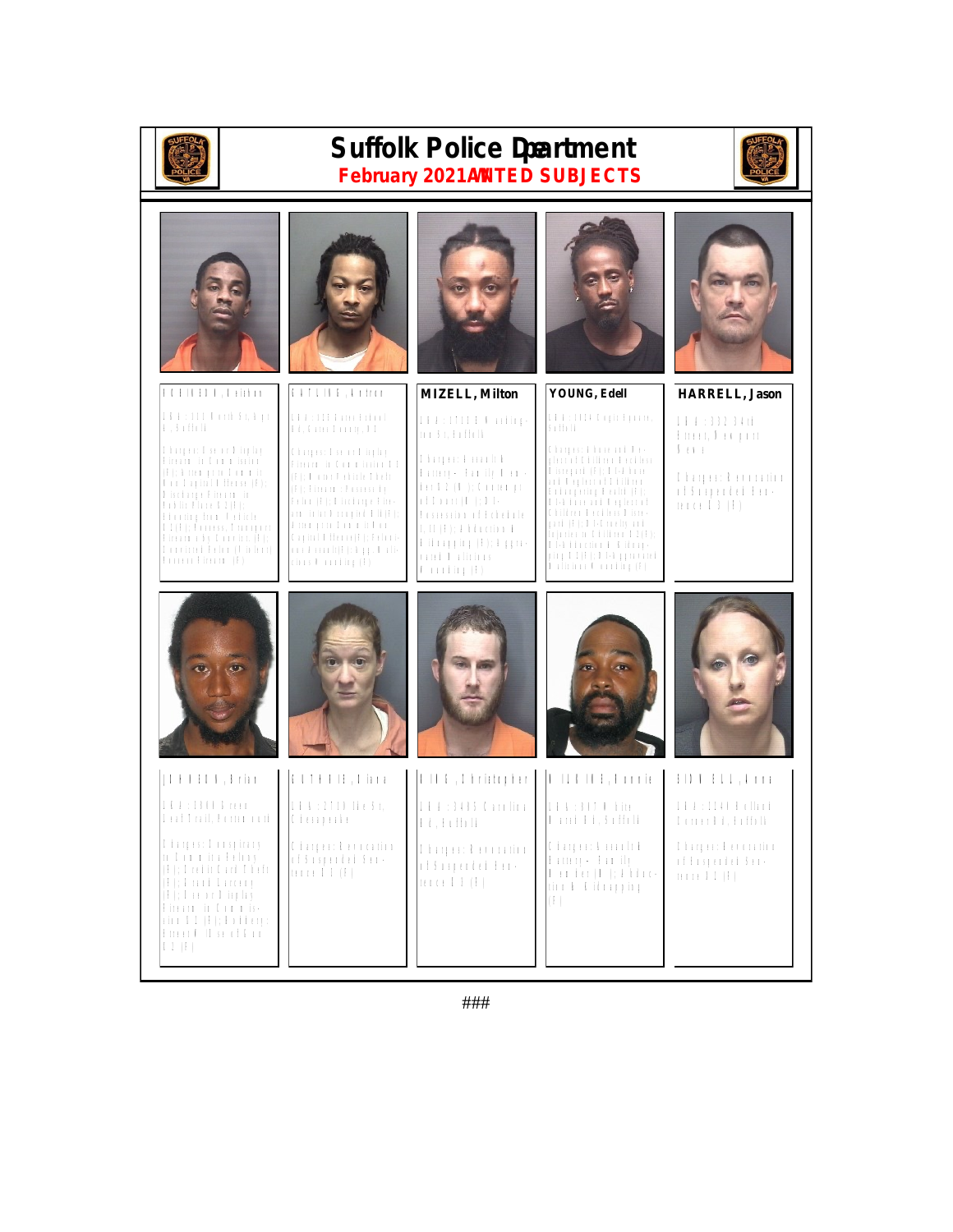# Suffolk Police Department

## February 2021 WANTED SUBJECTS

**MIZELL, Milton**

**YOUNG, Edell**

**HARRELL, Jason**

###